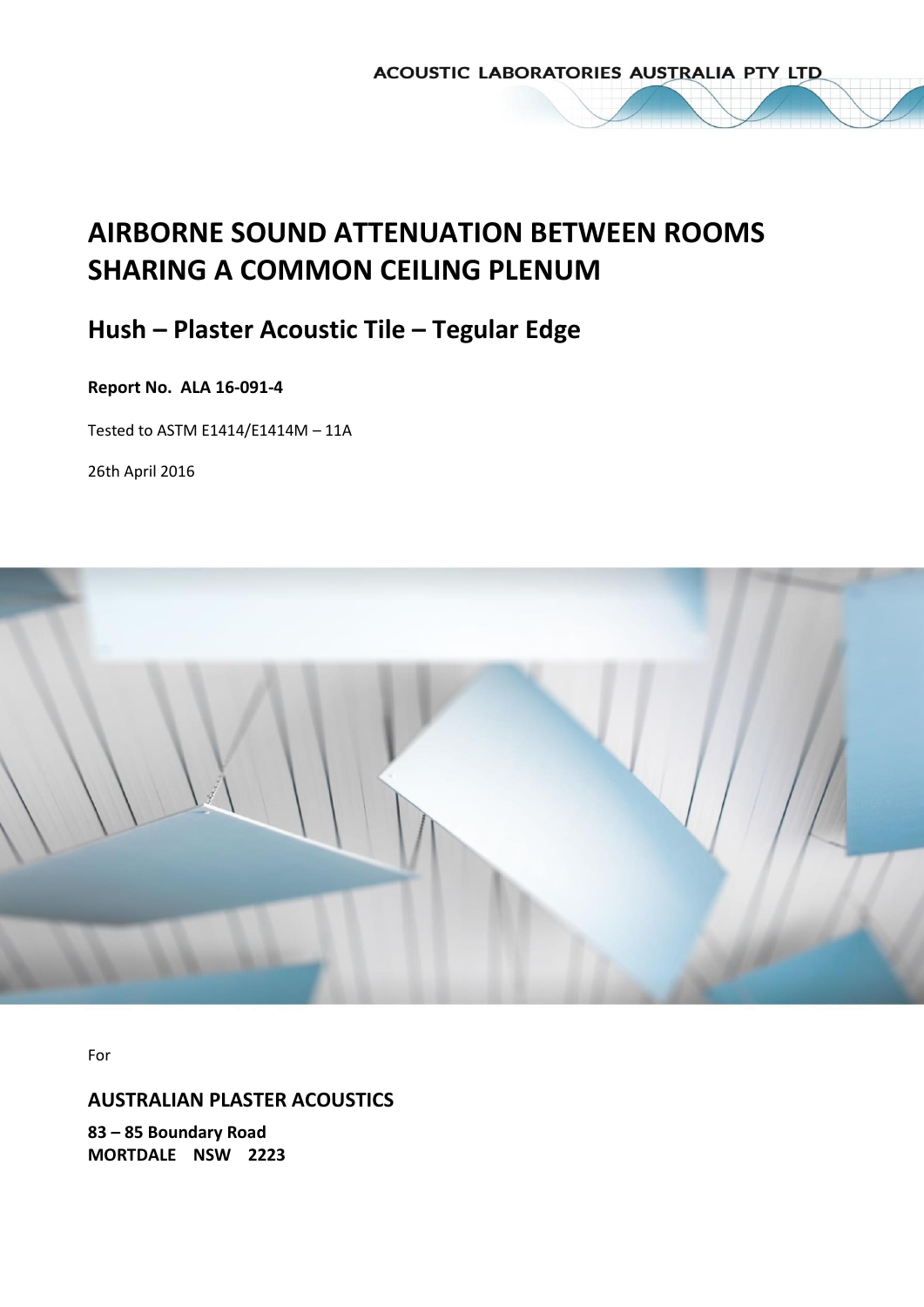ACOUSTIC LABORATORIES AUSTRALIA PTY LTD

# AIRBORNE SOUND ATTENUATION BETWEEN ROOMS SHARING A COMMON CEILING PLENUM

## Hush – Plaster Acoustic Tile – Tegular Edge

**Report No. ALA 16-091-4**

Tested to ASTM E1414/E1414M – 11A

26th April 2016

For

**AUSTRALIAN PLASTER ACOUSTICS**

**83 – 85 Boundary Road**
**MORTDALE NSW 2223**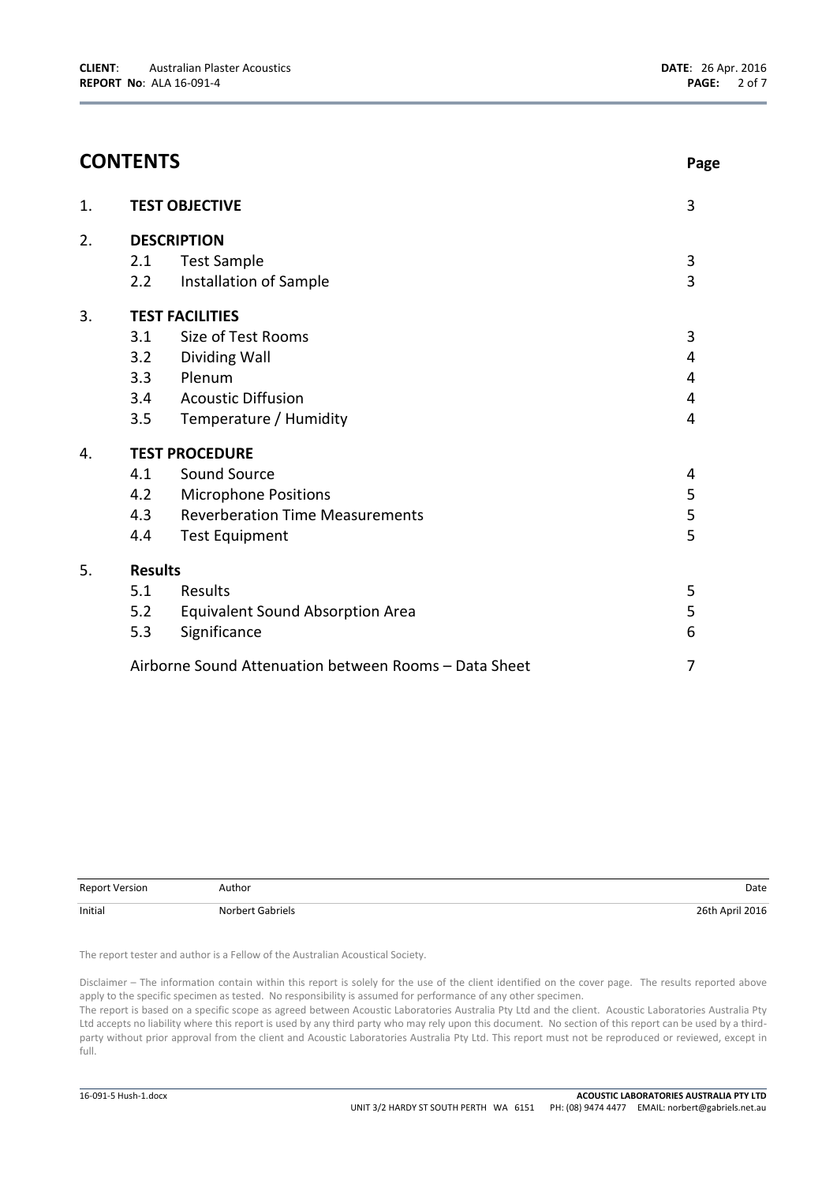# CONTENTS

| | | | Page |
|---|---|---|---|
| 1. | **TEST OBJECTIVE** | | 3 |
| 2. | **DESCRIPTION** | | |
| | 2.1 | Test Sample | 3 |
| | 2.2 | Installation of Sample | 3 |
| 3. | **TEST FACILITIES** | | |
| | 3.1 | Size of Test Rooms | 3 |
| | 3.2 | Dividing Wall | 4 |
| | 3.3 | Plenum | 4 |
| | 3.4 | Acoustic Diffusion | 4 |
| | 3.5 | Temperature / Humidity | 4 |
| 4. | **TEST PROCEDURE** | | |
| | 4.1 | Sound Source | 4 |
| | 4.2 | Microphone Positions | 5 |
| | 4.3 | Reverberation Time Measurements | 5 |
| | 4.4 | Test Equipment | 5 |
| 5. | **Results** | | |
| | 5.1 | Results | 5 |
| | 5.2 | Equivalent Sound Absorption Area | 5 |
| | 5.3 | Significance | 6 |
| | Airborne Sound Attenuation between Rooms – Data Sheet | | 7 |

| Report Version | Author | Date |
|---|---|---|
| Initial | Norbert Gabriels | 26th April 2016 |

The report tester and author is a Fellow of the Australian Acoustical Society.

Disclaimer – The information contain within this report is solely for the use of the client identified on the cover page. The results reported above apply to the specific specimen as tested. No responsibility is assumed for performance of any other specimen.
The report is based on a specific scope as agreed between Acoustic Laboratories Australia Pty Ltd and the client. Acoustic Laboratories Australia Pty Ltd accepts no liability where this report is used by any third party who may rely upon this document. No section of this report can be used by a third-party without prior approval from the client and Acoustic Laboratories Australia Pty Ltd. This report must not be reproduced or reviewed, except in full.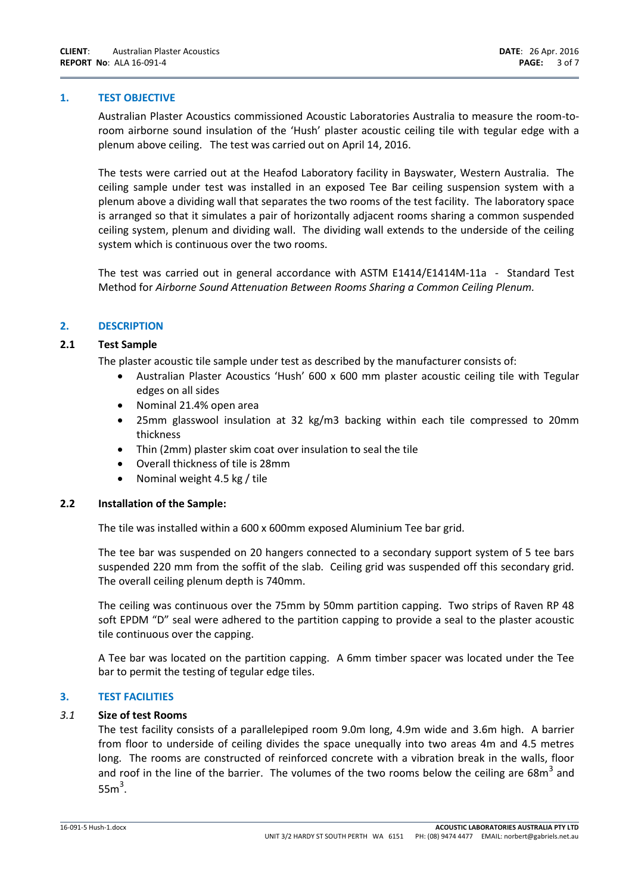## 1. TEST OBJECTIVE

Australian Plaster Acoustics commissioned Acoustic Laboratories Australia to measure the room-to-room airborne sound insulation of the 'Hush' plaster acoustic ceiling tile with tegular edge with a plenum above ceiling. The test was carried out on April 14, 2016.

The tests were carried out at the Heafod Laboratory facility in Bayswater, Western Australia. The ceiling sample under test was installed in an exposed Tee Bar ceiling suspension system with a plenum above a dividing wall that separates the two rooms of the test facility. The laboratory space is arranged so that it simulates a pair of horizontally adjacent rooms sharing a common suspended ceiling system, plenum and dividing wall. The dividing wall extends to the underside of the ceiling system which is continuous over the two rooms.

The test was carried out in general accordance with ASTM E1414/E1414M-11a - Standard Test Method for *Airborne Sound Attenuation Between Rooms Sharing a Common Ceiling Plenum.*

## 2. DESCRIPTION

### 2.1 Test Sample

The plaster acoustic tile sample under test as described by the manufacturer consists of:

- Australian Plaster Acoustics 'Hush' 600 x 600 mm plaster acoustic ceiling tile with Tegular edges on all sides
- Nominal 21.4% open area
- 25mm glasswool insulation at 32 kg/m3 backing within each tile compressed to 20mm thickness
- Thin (2mm) plaster skim coat over insulation to seal the tile
- Overall thickness of tile is 28mm
- Nominal weight 4.5 kg / tile

### 2.2 Installation of the Sample:

The tile was installed within a 600 x 600mm exposed Aluminium Tee bar grid.

The tee bar was suspended on 20 hangers connected to a secondary support system of 5 tee bars suspended 220 mm from the soffit of the slab. Ceiling grid was suspended off this secondary grid. The overall ceiling plenum depth is 740mm.

The ceiling was continuous over the 75mm by 50mm partition capping. Two strips of Raven RP 48 soft EPDM "D" seal were adhered to the partition capping to provide a seal to the plaster acoustic tile continuous over the capping.

A Tee bar was located on the partition capping. A 6mm timber spacer was located under the Tee bar to permit the testing of tegular edge tiles.

## 3. TEST FACILITIES

### *3.1* Size of test Rooms

The test facility consists of a parallelepiped room 9.0m long, 4.9m wide and 3.6m high. A barrier from floor to underside of ceiling divides the space unequally into two areas 4m and 4.5 metres long. The rooms are constructed of reinforced concrete with a vibration break in the walls, floor and roof in the line of the barrier. The volumes of the two rooms below the ceiling are $68m^3$ and $55m^3$.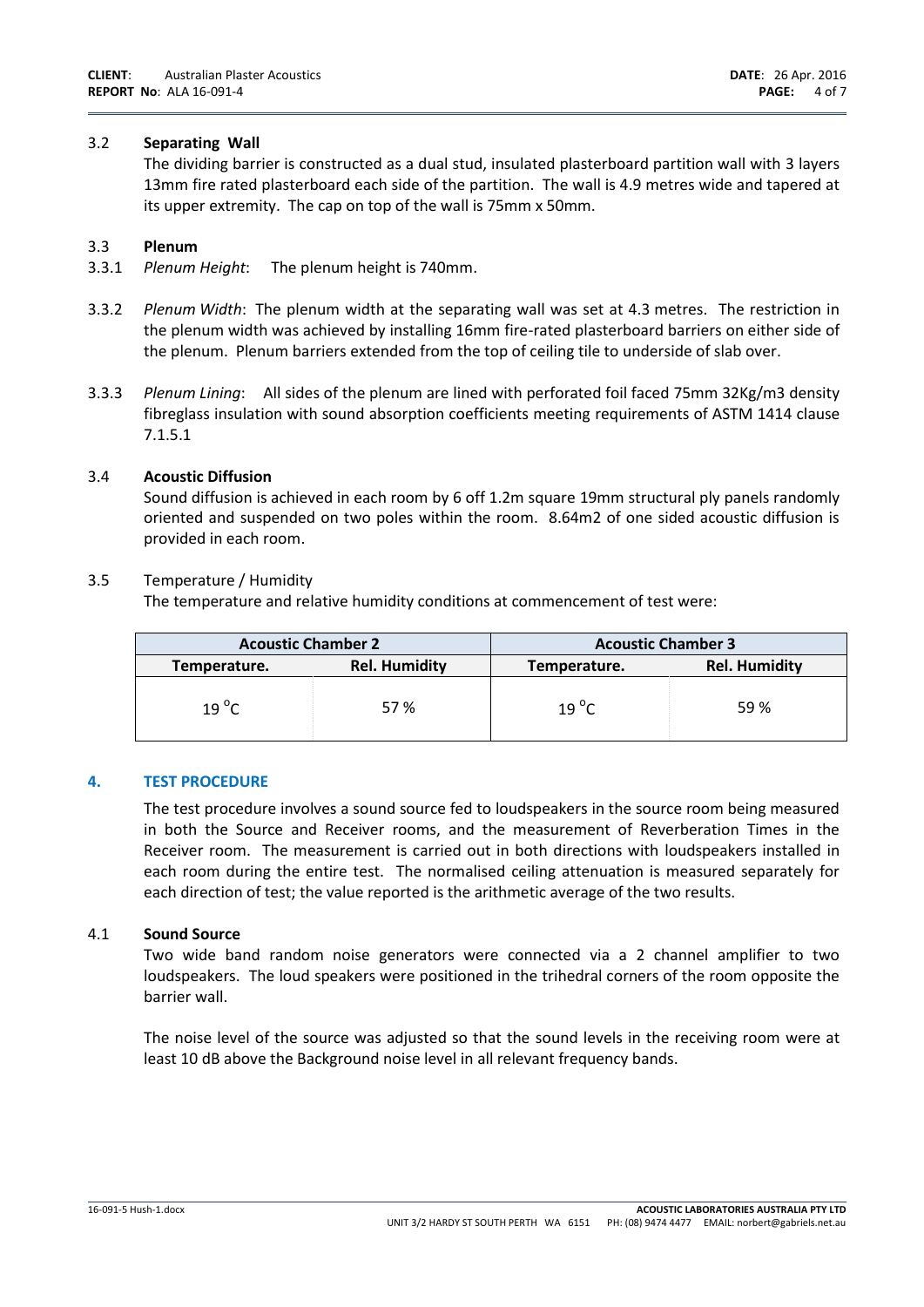3.2 **Separating Wall**

The dividing barrier is constructed as a dual stud, insulated plasterboard partition wall with 3 layers 13mm fire rated plasterboard each side of the partition. The wall is 4.9 metres wide and tapered at its upper extremity. The cap on top of the wall is 75mm x 50mm.

3.3 **Plenum**

3.3.1 *Plenum Height*: The plenum height is 740mm.

3.3.2 *Plenum Width*: The plenum width at the separating wall was set at 4.3 metres. The restriction in the plenum width was achieved by installing 16mm fire-rated plasterboard barriers on either side of the plenum. Plenum barriers extended from the top of ceiling tile to underside of slab over.

3.3.3 *Plenum Lining*: All sides of the plenum are lined with perforated foil faced 75mm 32Kg/m3 density fibreglass insulation with sound absorption coefficients meeting requirements of ASTM 1414 clause 7.1.5.1

3.4 **Acoustic Diffusion**

Sound diffusion is achieved in each room by 6 off 1.2m square 19mm structural ply panels randomly oriented and suspended on two poles within the room. 8.64m2 of one sided acoustic diffusion is provided in each room.

3.5 Temperature / Humidity

The temperature and relative humidity conditions at commencement of test were:

| Acoustic Chamber 2 | | Acoustic Chamber 3 | |
|---|---|---|---|
| **Temperature.** | **Rel. Humidity** | **Temperature.** | **Rel. Humidity** |
| 19 °C | 57 % | 19 °C | 59 % |

## 4. TEST PROCEDURE

The test procedure involves a sound source fed to loudspeakers in the source room being measured in both the Source and Receiver rooms, and the measurement of Reverberation Times in the Receiver room. The measurement is carried out in both directions with loudspeakers installed in each room during the entire test. The normalised ceiling attenuation is measured separately for each direction of test; the value reported is the arithmetic average of the two results.

4.1 **Sound Source**

Two wide band random noise generators were connected via a 2 channel amplifier to two loudspeakers. The loud speakers were positioned in the trihedral corners of the room opposite the barrier wall.

The noise level of the source was adjusted so that the sound levels in the receiving room were at least 10 dB above the Background noise level in all relevant frequency bands.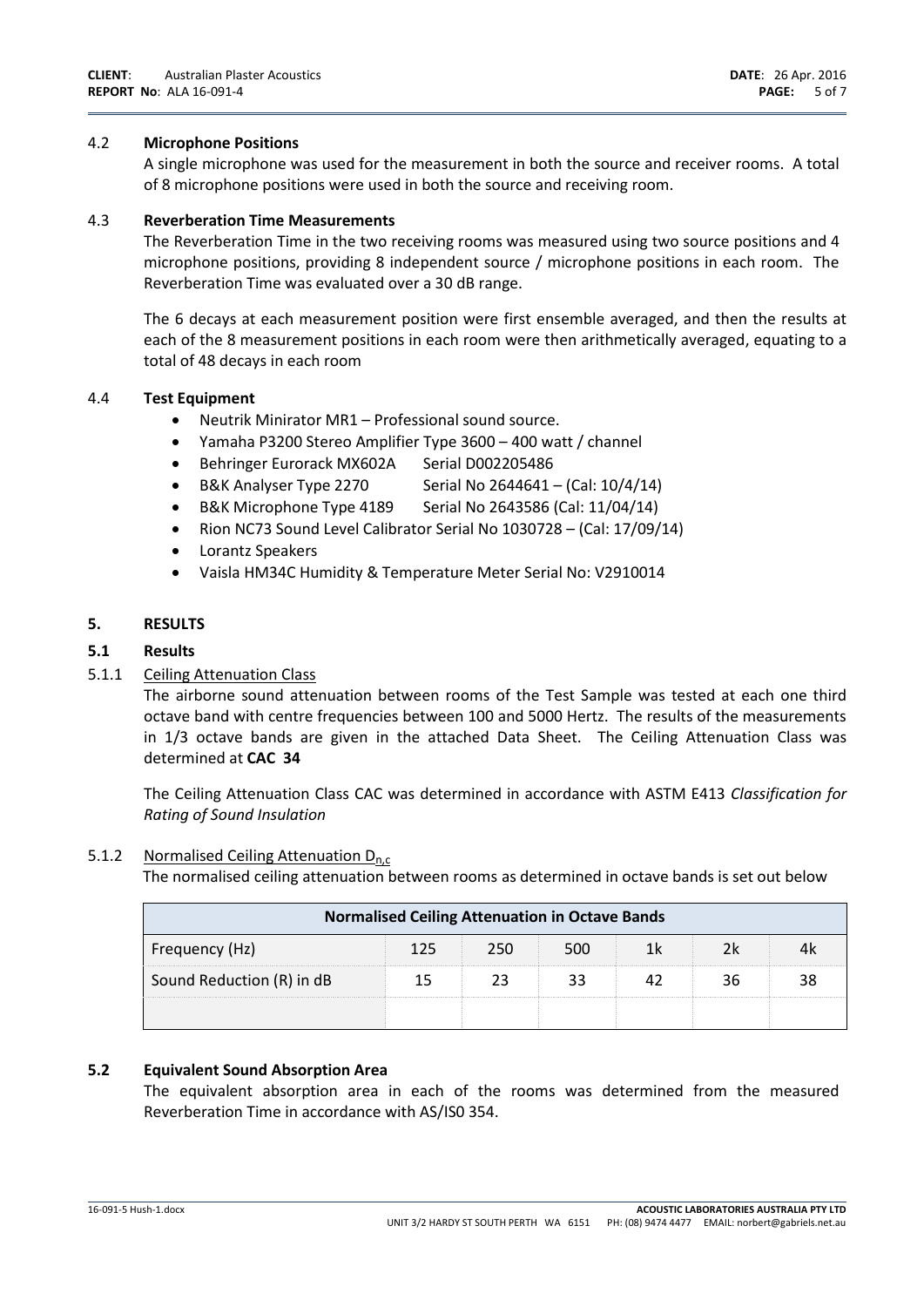### 4.2 **Microphone Positions**

A single microphone was used for the measurement in both the source and receiver rooms. A total of 8 microphone positions were used in both the source and receiving room.

### 4.3 **Reverberation Time Measurements**

The Reverberation Time in the two receiving rooms was measured using two source positions and 4 microphone positions, providing 8 independent source / microphone positions in each room. The Reverberation Time was evaluated over a 30 dB range.

The 6 decays at each measurement position were first ensemble averaged, and then the results at each of the 8 measurement positions in each room were then arithmetically averaged, equating to a total of 48 decays in each room

### 4.4 **Test Equipment**

- Neutrik Minirator MR1 – Professional sound source.
- Yamaha P3200 Stereo Amplifier Type 3600 – 400 watt / channel
- Behringer Eurorack MX602A Serial D002205486
- B&K Analyser Type 2270 Serial No 2644641 – (Cal: 10/4/14)
- B&K Microphone Type 4189 Serial No 2643586 (Cal: 11/04/14)
- Rion NC73 Sound Level Calibrator Serial No 1030728 – (Cal: 17/09/14)
- Lorantz Speakers
- Vaisla HM34C Humidity & Temperature Meter Serial No: V2910014

## 5. **RESULTS**

### 5.1 **Results**

#### 5.1.1 Ceiling Attenuation Class

The airborne sound attenuation between rooms of the Test Sample was tested at each one third octave band with centre frequencies between 100 and 5000 Hertz. The results of the measurements in 1/3 octave bands are given in the attached Data Sheet. The Ceiling Attenuation Class was determined at **CAC 34**

The Ceiling Attenuation Class CAC was determined in accordance with ASTM E413 *Classification for Rating of Sound Insulation*

#### 5.1.2 Normalised Ceiling Attenuation $D_{n,c}$

The normalised ceiling attenuation between rooms as determined in octave bands is set out below

| **Normalised Ceiling Attenuation in Octave Bands** | | | | | | |
|---|---|---|---|---|---|---|
| Frequency (Hz) | 125 | 250 | 500 | 1k | 2k | 4k |
| Sound Reduction (R) in dB | 15 | 23 | 33 | 42 | 36 | 38 |
| | | | | | | |

### 5.2 **Equivalent Sound Absorption Area**

The equivalent absorption area in each of the rooms was determined from the measured Reverberation Time in accordance with AS/IS0 354.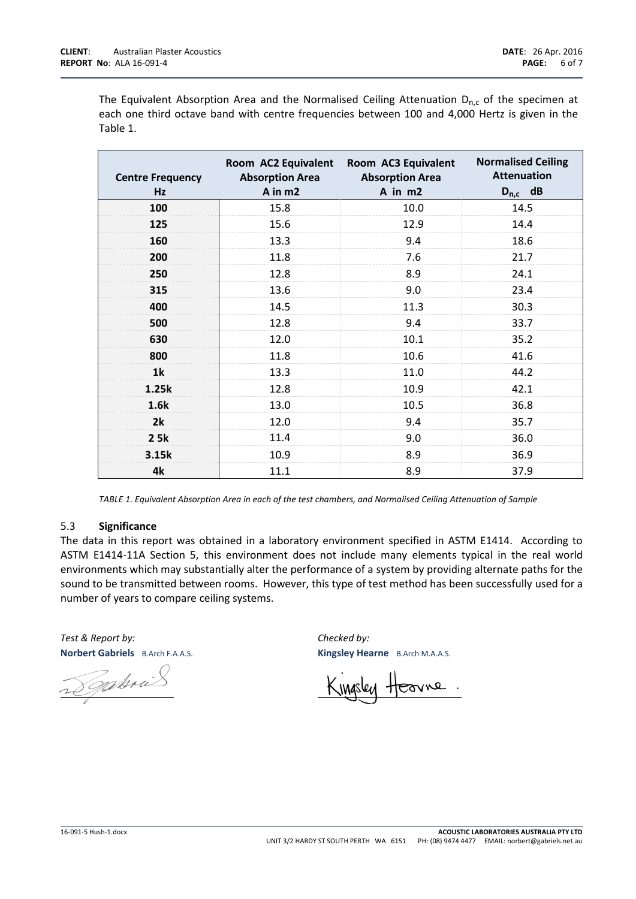The Equivalent Absorption Area and the Normalised Ceiling Attenuation $D_{n,c}$ of the specimen at each one third octave band with centre frequencies between 100 and 4,000 Hertz is given in the Table 1.

| Centre Frequency Hz | Room AC2 Equivalent Absorption Area A in m2 | Room AC3 Equivalent Absorption Area A in m2 | Normalised Ceiling Attenuation $D_{n,c}$ dB |
|---|---|---|---|
| **100** | 15.8 | 10.0 | 14.5 |
| **125** | 15.6 | 12.9 | 14.4 |
| **160** | 13.3 | 9.4 | 18.6 |
| **200** | 11.8 | 7.6 | 21.7 |
| **250** | 12.8 | 8.9 | 24.1 |
| **315** | 13.6 | 9.0 | 23.4 |
| **400** | 14.5 | 11.3 | 30.3 |
| **500** | 12.8 | 9.4 | 33.7 |
| **630** | 12.0 | 10.1 | 35.2 |
| **800** | 11.8 | 10.6 | 41.6 |
| **1k** | 13.3 | 11.0 | 44.2 |
| **1.25k** | 12.8 | 10.9 | 42.1 |
| **1.6k** | 13.0 | 10.5 | 36.8 |
| **2k** | 12.0 | 9.4 | 35.7 |
| **2 5k** | 11.4 | 9.0 | 36.0 |
| **3.15k** | 10.9 | 8.9 | 36.9 |
| **4k** | 11.1 | 8.9 | 37.9 |

*TABLE 1. Equivalent Absorption Area in each of the test chambers, and Normalised Ceiling Attenuation of Sample*

### 5.3 Significance

The data in this report was obtained in a laboratory environment specified in ASTM E1414. According to ASTM E1414-11A Section 5, this environment does not include many elements typical in the real world environments which may substantially alter the performance of a system by providing alternate paths for the sound to be transmitted between rooms. However, this type of test method has been successfully used for a number of years to compare ceiling systems.

*Test & Report by:*
**Norbert Gabriels** B.Arch F.A.A.S.

*Checked by:*
**Kingsley Hearne** B.Arch M.A.A.S.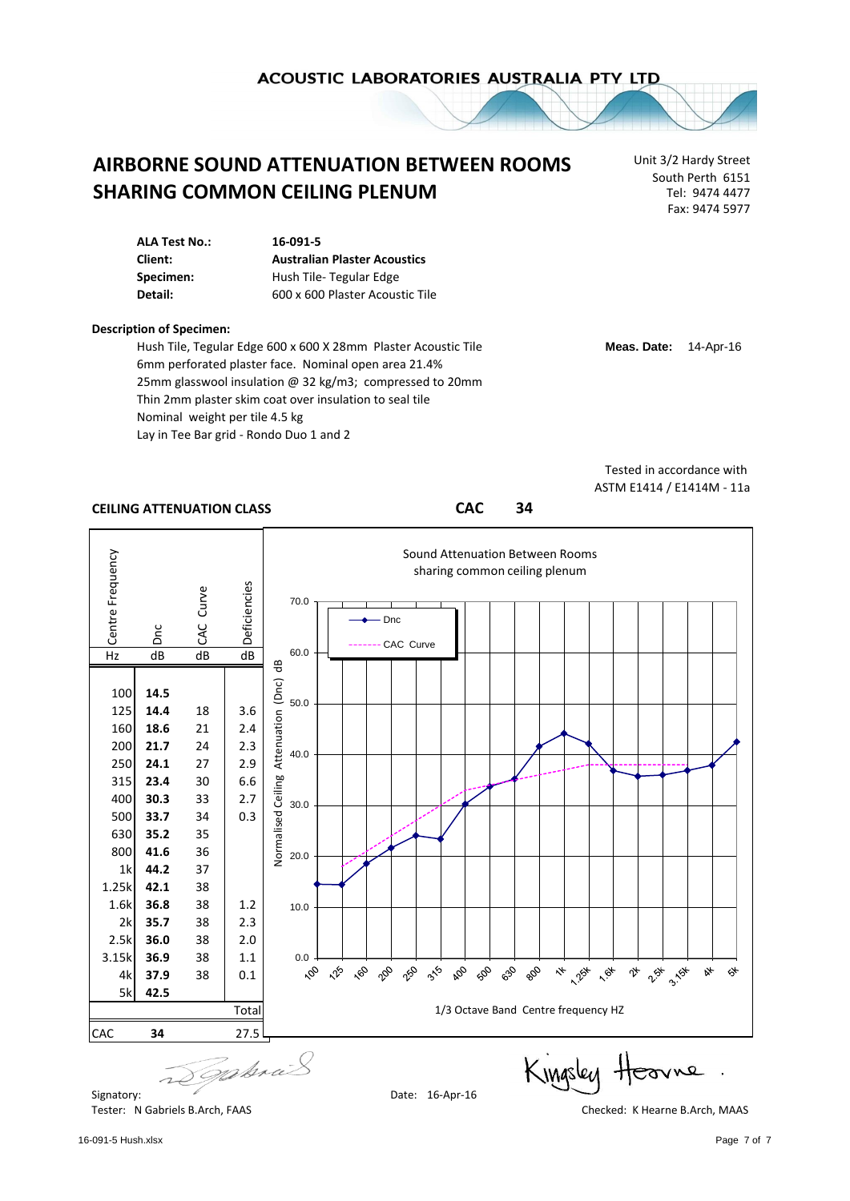ACOUSTIC LABORATORIES AUSTRALIA PTY LTD

# AIRBORNE SOUND ATTENUATION BETWEEN ROOMS SHARING COMMON CEILING PLENUM

Unit 3/2 Hardy Street
South Perth 6151
Tel: 9474 4477
Fax: 9474 5977

| | |
|---|---|
| **ALA Test No.:** | **16-091-5** |
| **Client:** | **Australian Plaster Acoustics** |
| **Specimen:** | Hush Tile- Tegular Edge |
| **Detail:** | 600 x 600 Plaster Acoustic Tile |

**Description of Specimen:**

Hush Tile, Tegular Edge 600 x 600 X 28mm Plaster Acoustic Tile
6mm perforated plaster face. Nominal open area 21.4%
25mm glasswool insulation @ 32 kg/m3; compressed to 20mm
Thin 2mm plaster skim coat over insulation to seal tile
Nominal weight per tile 4.5 kg
Lay in Tee Bar grid - Rondo Duo 1 and 2

**Meas. Date:** 14-Apr-16

Tested in accordance with
ASTM E1414 / E1414M - 11a

**CEILING ATTENUATION CLASS** **CAC 34**

| Centre Frequency Hz | Dnc dB | CAC Curve dB | Deficiencies dB |
|---|---|---|---|
| 100 | **14.5** | | |
| 125 | **14.4** | 18 | 3.6 |
| 160 | **18.6** | 21 | 2.4 |
| 200 | **21.7** | 24 | 2.3 |
| 250 | **24.1** | 27 | 2.9 |
| 315 | **23.4** | 30 | 6.6 |
| 400 | **30.3** | 33 | 2.7 |
| 500 | **33.7** | 34 | 0.3 |
| 630 | **35.2** | 35 | |
| 800 | **41.6** | 36 | |
| 1k | **44.2** | 37 | |
| 1.25k | **42.1** | 38 | |
| 1.6k | **36.8** | 38 | 1.2 |
| 2k | **35.7** | 38 | 2.3 |
| 2.5k | **36.0** | 38 | 2.0 |
| 3.15k | **36.9** | 38 | 1.1 |
| 4k | **37.9** | 38 | 0.1 |
| 5k | **42.5** | | |
| | | | Total |
| CAC | **34** | | 27.5 |

Sound Attenuation Between Rooms sharing common ceiling plenum

Dnc
CAC Curve

Normalised Ceiling Attenuation (Dnc) dB

70.0, 60.0, 50.0, 40.0, 30.0, 20.0, 10.0, 0.0

100, 125, 160, 200, 250, 315, 400, 500, 630, 800, 1k, 1.25k, 1.6k, 2k, 2.5k, 3.15k, 4k, 5k

1/3 Octave Band Centre frequency HZ

Signatory:
Tester: N Gabriels B.Arch, FAAS

Date: 16-Apr-16

Checked: K Hearne B.Arch, MAAS

16-091-5 Hush.xlsx